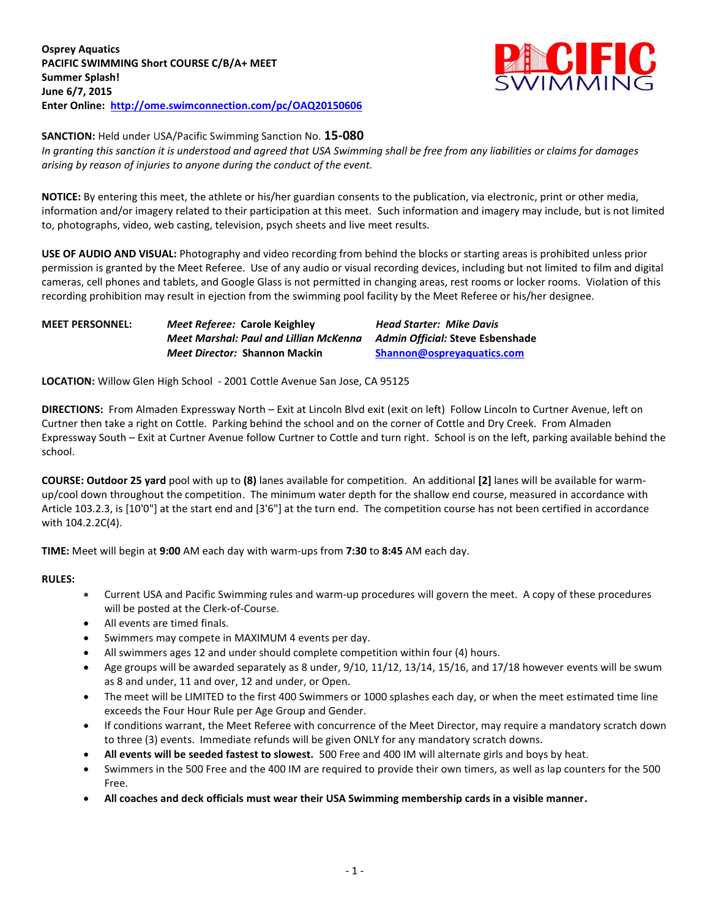**Osprey Aquatics**
**PACIFIC SWIMMING Short COURSE C/B/A+ MEET**
**Summer Splash!**
**June 6/7, 2015**
**Enter Online: http://ome.swimconnection.com/pc/OAQ20150606**

**SANCTION:** Held under USA/Pacific Swimming Sanction No. **15-080**
*In granting this sanction it is understood and agreed that USA Swimming shall be free from any liabilities or claims for damages arising by reason of injuries to anyone during the conduct of the event.*

**NOTICE:** By entering this meet, the athlete or his/her guardian consents to the publication, via electronic, print or other media, information and/or imagery related to their participation at this meet. Such information and imagery may include, but is not limited to, photographs, video, web casting, television, psych sheets and live meet results.

**USE OF AUDIO AND VISUAL:** Photography and video recording from behind the blocks or starting areas is prohibited unless prior permission is granted by the Meet Referee. Use of any audio or visual recording devices, including but not limited to film and digital cameras, cell phones and tablets, and Google Glass is not permitted in changing areas, rest rooms or locker rooms. Violation of this recording prohibition may result in ejection from the swimming pool facility by the Meet Referee or his/her designee.

**MEET PERSONNEL:**
*Meet Referee:* Carole Keighley
*Head Starter: Mike Davis*
*Meet Marshal: Paul and Lillian McKenna*
*Admin Official:* Steve Esbenshade
*Meet Director:* Shannon Mackin Shannon@ospreyaquatics.com

**LOCATION:** Willow Glen High School - 2001 Cottle Avenue San Jose, CA 95125

**DIRECTIONS:** From Almaden Expressway North – Exit at Lincoln Blvd exit (exit on left) Follow Lincoln to Curtner Avenue, left on Curtner then take a right on Cottle. Parking behind the school and on the corner of Cottle and Dry Creek. From Almaden Expressway South – Exit at Curtner Avenue follow Curtner to Cottle and turn right. School is on the left, parking available behind the school.

**COURSE: Outdoor 25 yard** pool with up to **(8)** lanes available for competition. An additional **[2]** lanes will be available for warm-up/cool down throughout the competition. The minimum water depth for the shallow end course, measured in accordance with Article 103.2.3, is [10'0"] at the start end and [3'6"] at the turn end. The competition course has not been certified in accordance with 104.2.2C(4).

**TIME:** Meet will begin at **9:00** AM each day with warm-ups from **7:30** to **8:45** AM each day.

**RULES:**

- Current USA and Pacific Swimming rules and warm-up procedures will govern the meet. A copy of these procedures will be posted at the Clerk-of-Course.
- All events are timed finals.
- Swimmers may compete in MAXIMUM 4 events per day.
- All swimmers ages 12 and under should complete competition within four (4) hours.
- Age groups will be awarded separately as 8 under, 9/10, 11/12, 13/14, 15/16, and 17/18 however events will be swum as 8 and under, 11 and over, 12 and under, or Open.
- The meet will be LIMITED to the first 400 Swimmers or 1000 splashes each day, or when the meet estimated time line exceeds the Four Hour Rule per Age Group and Gender.
- If conditions warrant, the Meet Referee with concurrence of the Meet Director, may require a mandatory scratch down to three (3) events. Immediate refunds will be given ONLY for any mandatory scratch downs.
- **All events will be seeded fastest to slowest.** 500 Free and 400 IM will alternate girls and boys by heat.
- Swimmers in the 500 Free and the 400 IM are required to provide their own timers, as well as lap counters for the 500 Free.
- **All coaches and deck officials must wear their USA Swimming membership cards in a visible manner.**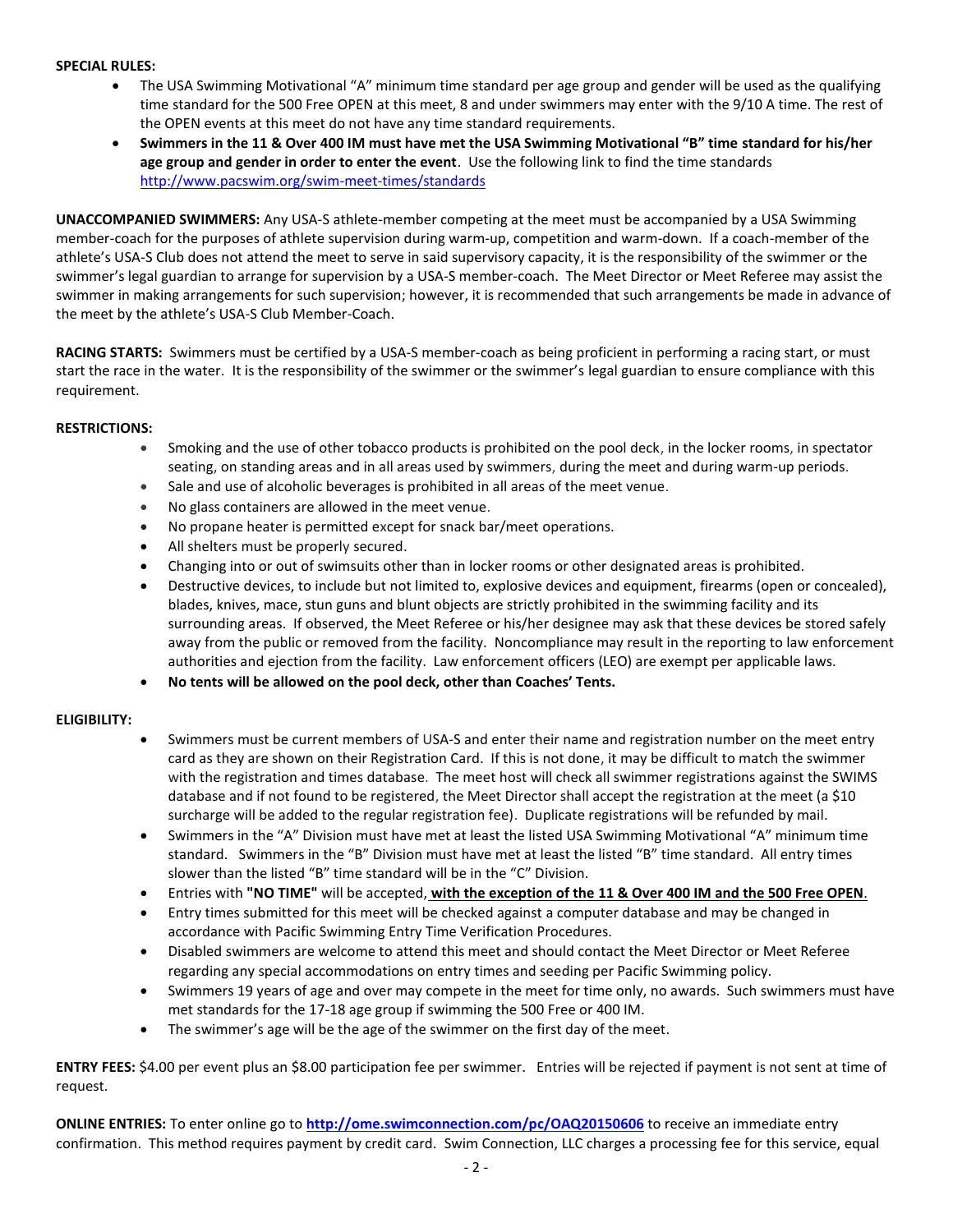**SPECIAL RULES:**

- The USA Swimming Motivational "A" minimum time standard per age group and gender will be used as the qualifying time standard for the 500 Free OPEN at this meet, 8 and under swimmers may enter with the 9/10 A time. The rest of the OPEN events at this meet do not have any time standard requirements.
- **Swimmers in the 11 & Over 400 IM must have met the USA Swimming Motivational "B" time standard for his/her age group and gender in order to enter the event**. Use the following link to find the time standards http://www.pacswim.org/swim-meet-times/standards

**UNACCOMPANIED SWIMMERS:** Any USA-S athlete-member competing at the meet must be accompanied by a USA Swimming member-coach for the purposes of athlete supervision during warm-up, competition and warm-down. If a coach-member of the athlete's USA-S Club does not attend the meet to serve in said supervisory capacity, it is the responsibility of the swimmer or the swimmer's legal guardian to arrange for supervision by a USA-S member-coach. The Meet Director or Meet Referee may assist the swimmer in making arrangements for such supervision; however, it is recommended that such arrangements be made in advance of the meet by the athlete's USA-S Club Member-Coach.

**RACING STARTS:** Swimmers must be certified by a USA-S member-coach as being proficient in performing a racing start, or must start the race in the water. It is the responsibility of the swimmer or the swimmer's legal guardian to ensure compliance with this requirement.

**RESTRICTIONS:**

- Smoking and the use of other tobacco products is prohibited on the pool deck, in the locker rooms, in spectator seating, on standing areas and in all areas used by swimmers, during the meet and during warm-up periods.
- Sale and use of alcoholic beverages is prohibited in all areas of the meet venue.
- No glass containers are allowed in the meet venue.
- No propane heater is permitted except for snack bar/meet operations.
- All shelters must be properly secured.
- Changing into or out of swimsuits other than in locker rooms or other designated areas is prohibited.
- Destructive devices, to include but not limited to, explosive devices and equipment, firearms (open or concealed), blades, knives, mace, stun guns and blunt objects are strictly prohibited in the swimming facility and its surrounding areas. If observed, the Meet Referee or his/her designee may ask that these devices be stored safely away from the public or removed from the facility. Noncompliance may result in the reporting to law enforcement authorities and ejection from the facility. Law enforcement officers (LEO) are exempt per applicable laws.
- **No tents will be allowed on the pool deck, other than Coaches' Tents.**

**ELIGIBILITY:**

- Swimmers must be current members of USA-S and enter their name and registration number on the meet entry card as they are shown on their Registration Card. If this is not done, it may be difficult to match the swimmer with the registration and times database. The meet host will check all swimmer registrations against the SWIMS database and if not found to be registered, the Meet Director shall accept the registration at the meet (a $10 surcharge will be added to the regular registration fee). Duplicate registrations will be refunded by mail.
- Swimmers in the "A" Division must have met at least the listed USA Swimming Motivational "A" minimum time standard. Swimmers in the "B" Division must have met at least the listed "B" time standard. All entry times slower than the listed "B" time standard will be in the "C" Division.
- Entries with **"NO TIME"** will be accepted, **with the exception of the 11 & Over 400 IM and the 500 Free OPEN**.
- Entry times submitted for this meet will be checked against a computer database and may be changed in accordance with Pacific Swimming Entry Time Verification Procedures.
- Disabled swimmers are welcome to attend this meet and should contact the Meet Director or Meet Referee regarding any special accommodations on entry times and seeding per Pacific Swimming policy.
- Swimmers 19 years of age and over may compete in the meet for time only, no awards. Such swimmers must have met standards for the 17-18 age group if swimming the 500 Free or 400 IM.
- The swimmer's age will be the age of the swimmer on the first day of the meet.

**ENTRY FEES:** $4.00 per event plus an $8.00 participation fee per swimmer. Entries will be rejected if payment is not sent at time of request.

**ONLINE ENTRIES:** To enter online go to **http://ome.swimconnection.com/pc/OAQ20150606** to receive an immediate entry confirmation. This method requires payment by credit card. Swim Connection, LLC charges a processing fee for this service, equal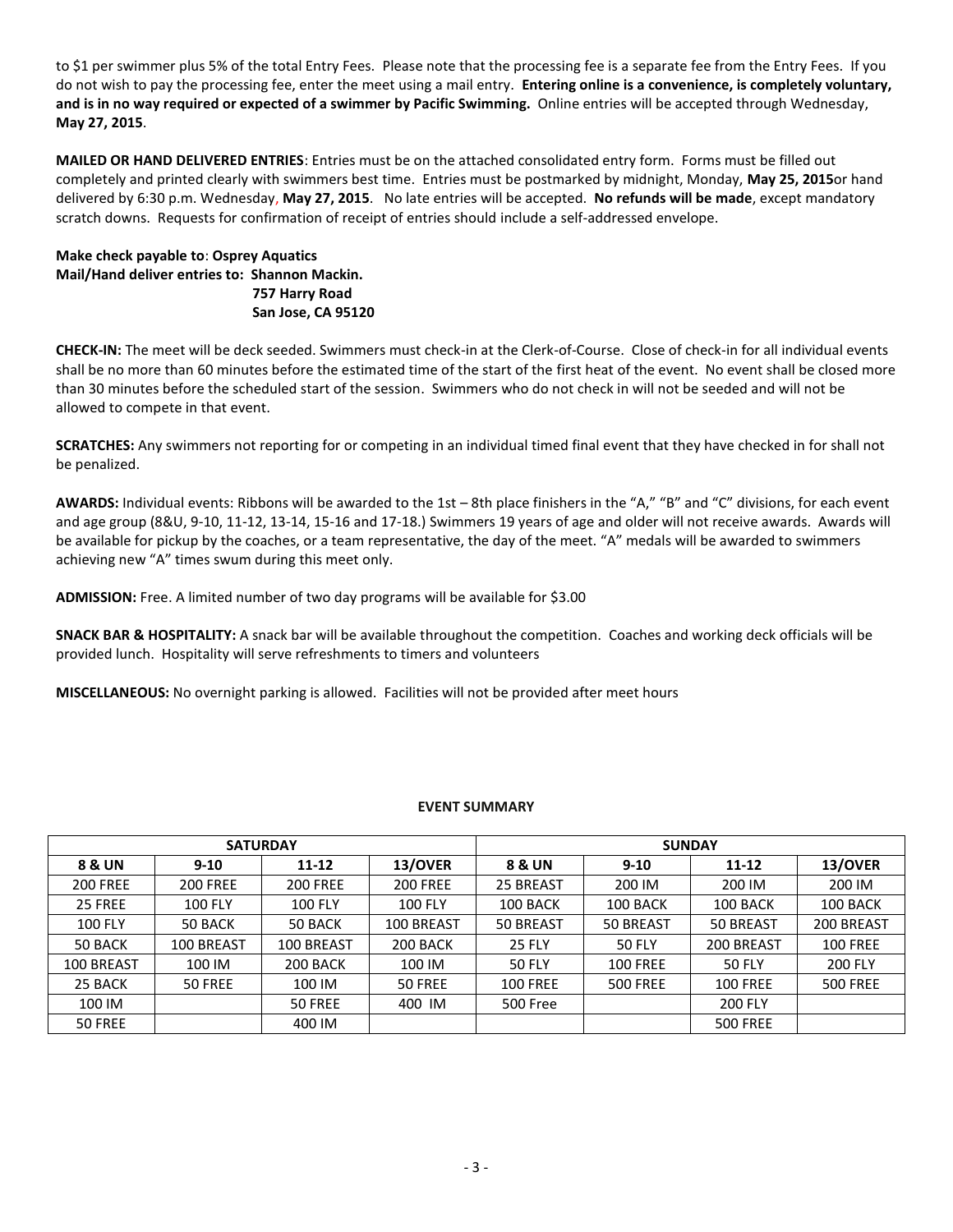to $1 per swimmer plus 5% of the total Entry Fees. Please note that the processing fee is a separate fee from the Entry Fees. If you do not wish to pay the processing fee, enter the meet using a mail entry. **Entering online is a convenience, is completely voluntary, and is in no way required or expected of a swimmer by Pacific Swimming.** Online entries will be accepted through Wednesday, **May 27, 2015**.

**MAILED OR HAND DELIVERED ENTRIES**: Entries must be on the attached consolidated entry form. Forms must be filled out completely and printed clearly with swimmers best time. Entries must be postmarked by midnight, Monday, **May 25, 2015**or hand delivered by 6:30 p.m. Wednesday, **May 27, 2015**. No late entries will be accepted. **No refunds will be made**, except mandatory scratch downs. Requests for confirmation of receipt of entries should include a self-addressed envelope.

**Make check payable to**: **Osprey Aquatics**
**Mail/Hand deliver entries to: Shannon Mackin.**
**757 Harry Road**
**San Jose, CA 95120**

**CHECK-IN:** The meet will be deck seeded. Swimmers must check-in at the Clerk-of-Course. Close of check-in for all individual events shall be no more than 60 minutes before the estimated time of the start of the first heat of the event. No event shall be closed more than 30 minutes before the scheduled start of the session. Swimmers who do not check in will not be seeded and will not be allowed to compete in that event.

**SCRATCHES:** Any swimmers not reporting for or competing in an individual timed final event that they have checked in for shall not be penalized.

**AWARDS:** Individual events: Ribbons will be awarded to the 1st – 8th place finishers in the "A," "B" and "C" divisions, for each event and age group (8&U, 9-10, 11-12, 13-14, 15-16 and 17-18.) Swimmers 19 years of age and older will not receive awards. Awards will be available for pickup by the coaches, or a team representative, the day of the meet. "A" medals will be awarded to swimmers achieving new "A" times swum during this meet only.

**ADMISSION:** Free. A limited number of two day programs will be available for $3.00

**SNACK BAR & HOSPITALITY:** A snack bar will be available throughout the competition. Coaches and working deck officials will be provided lunch. Hospitality will serve refreshments to timers and volunteers

**MISCELLANEOUS:** No overnight parking is allowed. Facilities will not be provided after meet hours

**EVENT SUMMARY**

| SATURDAY | | | | SUNDAY | | | |
|---|---|---|---|---|---|---|---|
| **8 & UN** | **9-10** | **11-12** | **13/OVER** | **8 & UN** | **9-10** | **11-12** | **13/OVER** |
| 200 FREE | 200 FREE | 200 FREE | 200 FREE | 25 BREAST | 200 IM | 200 IM | 200 IM |
| 25 FREE | 100 FLY | 100 FLY | 100 FLY | 100 BACK | 100 BACK | 100 BACK | 100 BACK |
| 100 FLY | 50 BACK | 50 BACK | 100 BREAST | 50 BREAST | 50 BREAST | 50 BREAST | 200 BREAST |
| 50 BACK | 100 BREAST | 100 BREAST | 200 BACK | 25 FLY | 50 FLY | 200 BREAST | 100 FREE |
| 100 BREAST | 100 IM | 200 BACK | 100 IM | 50 FLY | 100 FREE | 50 FLY | 200 FLY |
| 25 BACK | 50 FREE | 100 IM | 50 FREE | 100 FREE | 500 FREE | 100 FREE | 500 FREE |
| 100 IM | | 50 FREE | 400 IM | 500 Free | | 200 FLY | |
| 50 FREE | | 400 IM | | | | 500 FREE | |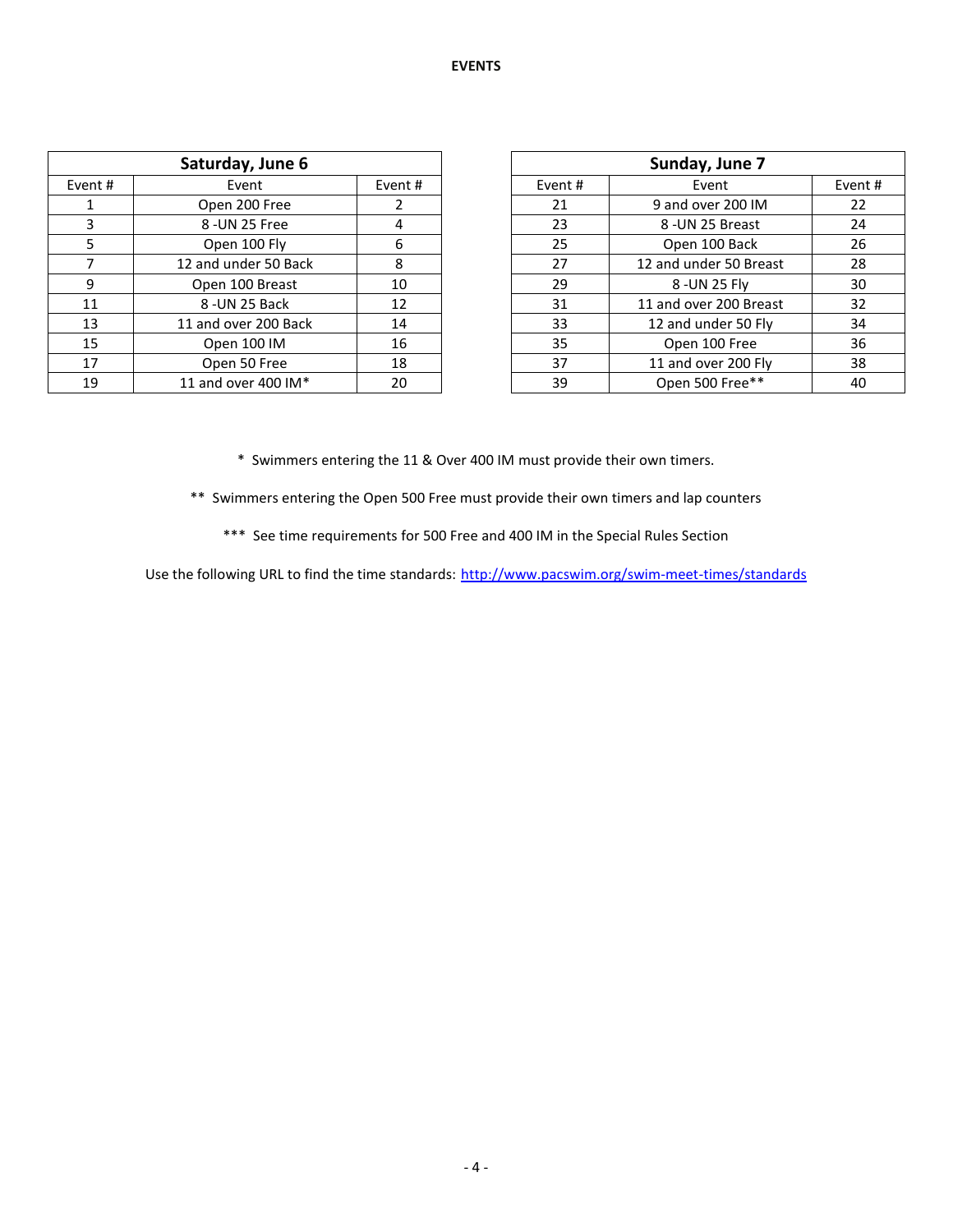# EVENTS

| Saturday, June 6 | | |
|---|---|---|
| Event # | Event | Event # |
| 1 | Open 200 Free | 2 |
| 3 | 8 -UN 25 Free | 4 |
| 5 | Open 100 Fly | 6 |
| 7 | 12 and under 50 Back | 8 |
| 9 | Open 100 Breast | 10 |
| 11 | 8 -UN 25 Back | 12 |
| 13 | 11 and over 200 Back | 14 |
| 15 | Open 100 IM | 16 |
| 17 | Open 50 Free | 18 |
| 19 | 11 and over 400 IM* | 20 |

| Sunday, June 7 | | |
|---|---|---|
| Event # | Event | Event # |
| 21 | 9 and over 200 IM | 22 |
| 23 | 8 -UN 25 Breast | 24 |
| 25 | Open 100 Back | 26 |
| 27 | 12 and under 50 Breast | 28 |
| 29 | 8 -UN 25 Fly | 30 |
| 31 | 11 and over 200 Breast | 32 |
| 33 | 12 and under 50 Fly | 34 |
| 35 | Open 100 Free | 36 |
| 37 | 11 and over 200 Fly | 38 |
| 39 | Open 500 Free** | 40 |

\* Swimmers entering the 11 & Over 400 IM must provide their own timers.

** Swimmers entering the Open 500 Free must provide their own timers and lap counters

*** See time requirements for 500 Free and 400 IM in the Special Rules Section

Use the following URL to find the time standards: [http://www.pacswim.org/swim-meet-times/standards](http://www.pacswim.org/swim-meet-times/standards)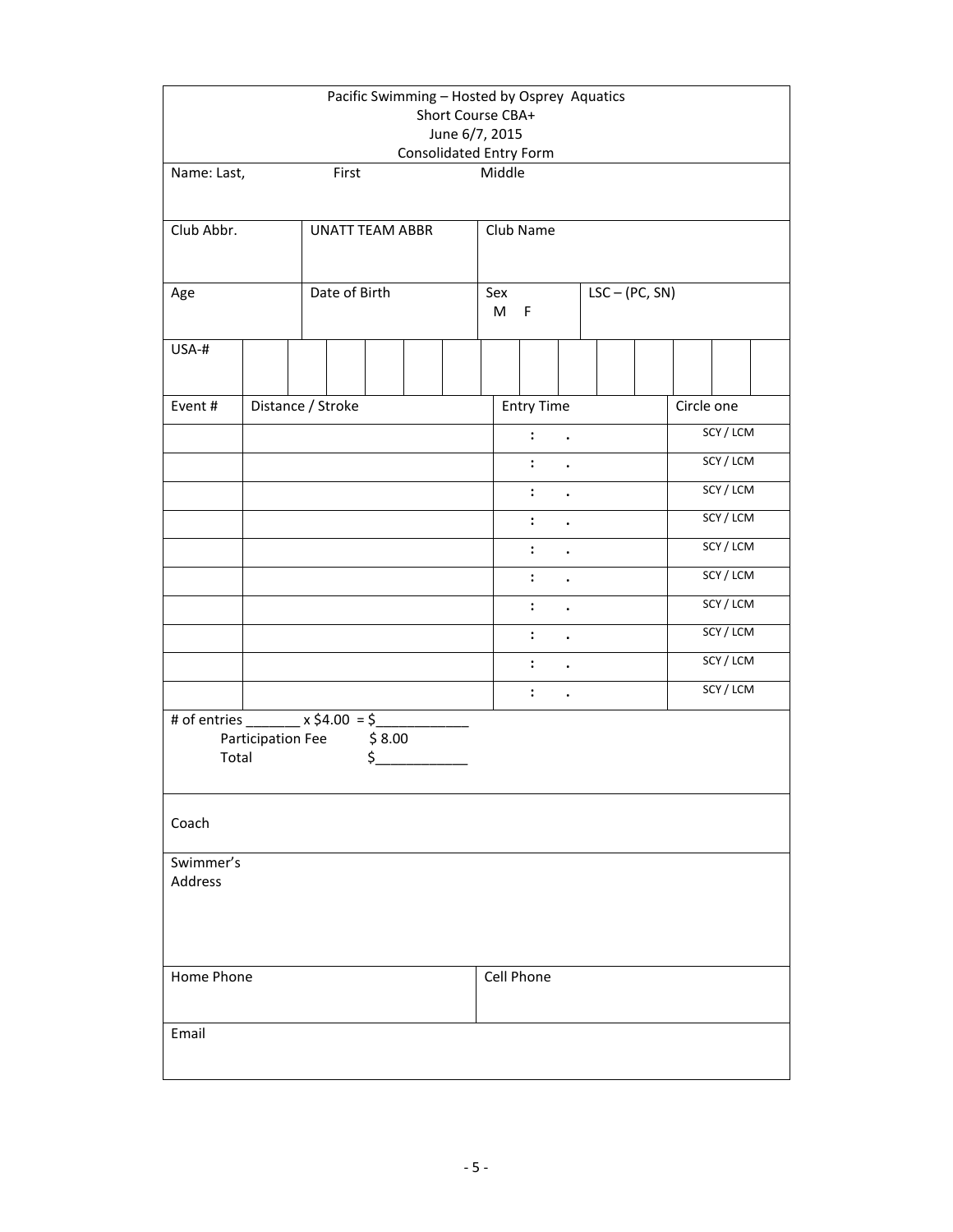Pacific Swimming – Hosted by Osprey Aquatics
Short Course CBA+
June 6/7, 2015
Consolidated Entry Form

| | | | |
|---|---|---|---|
| Name: Last, | First | Middle | |
| Club Abbr. | UNATT TEAM ABBR | Club Name | |
| Age | Date of Birth | Sex<br>M F | LSC – (PC, SN) |

| | | | | | | | | | | | | | |
|---|---|---|---|---|---|---|---|---|---|---|---|---|---|
| USA-# | | | | | | | | | | | | | |

| Event # | Distance / Stroke | Entry Time | Circle one |
|---|---|---|---|
| | | : . | SCY / LCM |
| | | : . | SCY / LCM |
| | | : . | SCY / LCM |
| | | : . | SCY / LCM |
| | | : . | SCY / LCM |
| | | : . | SCY / LCM |
| | | : . | SCY / LCM |
| | | : . | SCY / LCM |
| | | : . | SCY / LCM |
| | | : . | SCY / LCM |

# of entries _______ x $4.00 = $____________
Participation Fee $ 8.00
Total $____________

Coach

Swimmer's Address

| | |
|---|---|
| Home Phone | Cell Phone |

Email